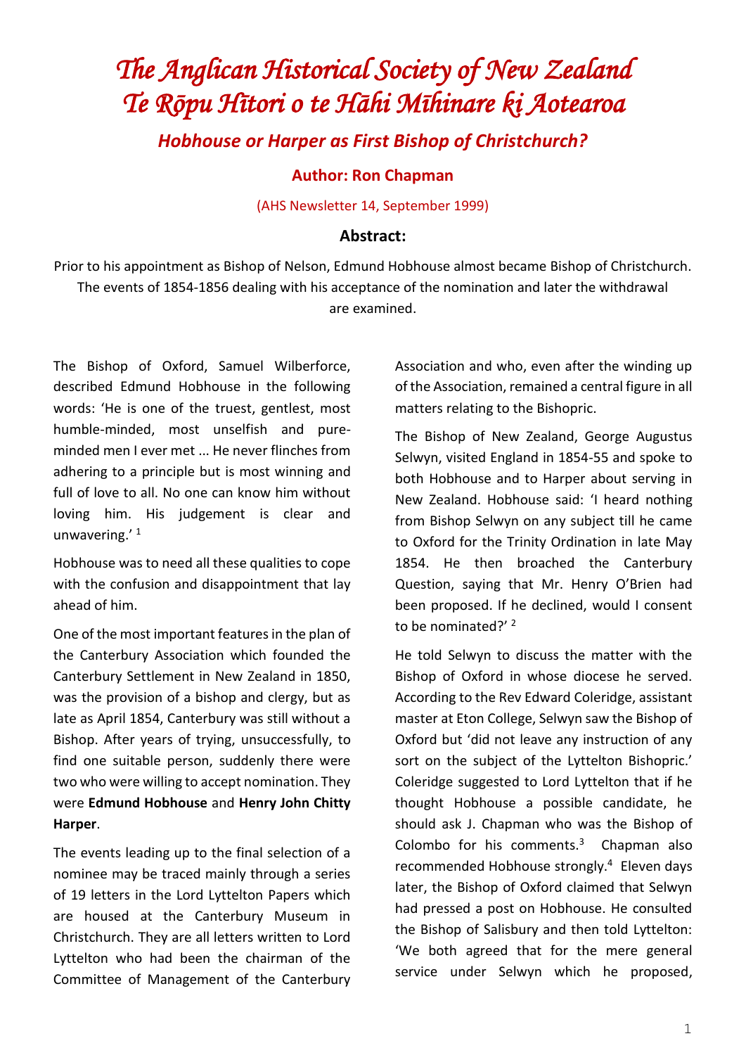# The Anglican Historical Society of New Zealand
# Te Rōpu Hītori o te Hāhi Mīhinare ki Aotearoa

## Hobhouse or Harper as First Bishop of Christchurch?

### Author: Ron Chapman

(AHS Newsletter 14, September 1999)

### Abstract:

Prior to his appointment as Bishop of Nelson, Edmund Hobhouse almost became Bishop of Christchurch. The events of 1854-1856 dealing with his acceptance of the nomination and later the withdrawal are examined.

The Bishop of Oxford, Samuel Wilberforce, described Edmund Hobhouse in the following words: 'He is one of the truest, gentlest, most humble-minded, most unselfish and pure-minded men I ever met ... He never flinches from adhering to a principle but is most winning and full of love to all. No one can know him without loving him. His judgement is clear and unwavering.' [1]

Hobhouse was to need all these qualities to cope with the confusion and disappointment that lay ahead of him.

One of the most important features in the plan of the Canterbury Association which founded the Canterbury Settlement in New Zealand in 1850, was the provision of a bishop and clergy, but as late as April 1854, Canterbury was still without a Bishop. After years of trying, unsuccessfully, to find one suitable person, suddenly there were two who were willing to accept nomination. They were **Edmund Hobhouse** and **Henry John Chitty Harper**.

The events leading up to the final selection of a nominee may be traced mainly through a series of 19 letters in the Lord Lyttelton Papers which are housed at the Canterbury Museum in Christchurch. They are all letters written to Lord Lyttelton who had been the chairman of the Committee of Management of the Canterbury Association and who, even after the winding up of the Association, remained a central figure in all matters relating to the Bishopric.

The Bishop of New Zealand, George Augustus Selwyn, visited England in 1854-55 and spoke to both Hobhouse and to Harper about serving in New Zealand. Hobhouse said: 'I heard nothing from Bishop Selwyn on any subject till he came to Oxford for the Trinity Ordination in late May 1854. He then broached the Canterbury Question, saying that Mr. Henry O'Brien had been proposed. If he declined, would I consent to be nominated?' [2]

He told Selwyn to discuss the matter with the Bishop of Oxford in whose diocese he served. According to the Rev Edward Coleridge, assistant master at Eton College, Selwyn saw the Bishop of Oxford but 'did not leave any instruction of any sort on the subject of the Lyttelton Bishopric.' Coleridge suggested to Lord Lyttelton that if he thought Hobhouse a possible candidate, he should ask J. Chapman who was the Bishop of Colombo for his comments.[3] Chapman also recommended Hobhouse strongly.[4] Eleven days later, the Bishop of Oxford claimed that Selwyn had pressed a post on Hobhouse. He consulted the Bishop of Salisbury and then told Lyttelton: 'We both agreed that for the mere general service under Selwyn which he proposed,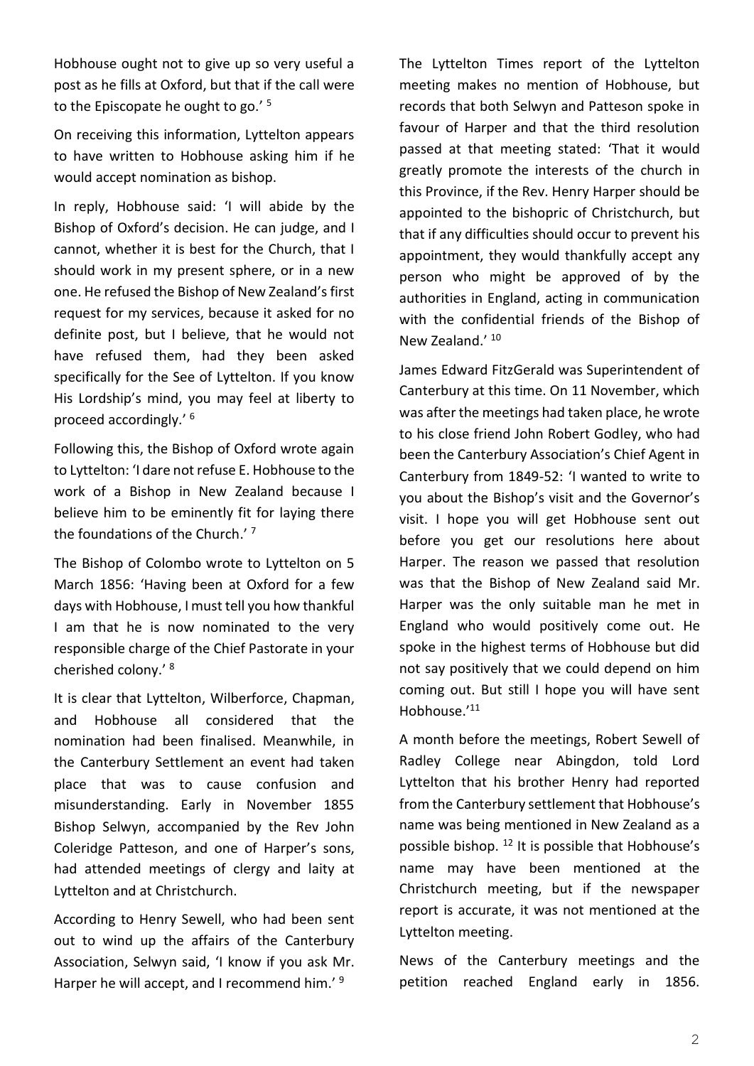Hobhouse ought not to give up so very useful a post as he fills at Oxford, but that if the call were to the Episcopate he ought to go.' [5]

On receiving this information, Lyttelton appears to have written to Hobhouse asking him if he would accept nomination as bishop.

In reply, Hobhouse said: 'I will abide by the Bishop of Oxford's decision. He can judge, and I cannot, whether it is best for the Church, that I should work in my present sphere, or in a new one. He refused the Bishop of New Zealand's first request for my services, because it asked for no definite post, but I believe, that he would not have refused them, had they been asked specifically for the See of Lyttelton. If you know His Lordship's mind, you may feel at liberty to proceed accordingly.' [6]

Following this, the Bishop of Oxford wrote again to Lyttelton: 'I dare not refuse E. Hobhouse to the work of a Bishop in New Zealand because I believe him to be eminently fit for laying there the foundations of the Church.' [7]

The Bishop of Colombo wrote to Lyttelton on 5 March 1856: 'Having been at Oxford for a few days with Hobhouse, I must tell you how thankful I am that he is now nominated to the very responsible charge of the Chief Pastorate in your cherished colony.' [8]

It is clear that Lyttelton, Wilberforce, Chapman, and Hobhouse all considered that the nomination had been finalised. Meanwhile, in the Canterbury Settlement an event had taken place that was to cause confusion and misunderstanding. Early in November 1855 Bishop Selwyn, accompanied by the Rev John Coleridge Patteson, and one of Harper's sons, had attended meetings of clergy and laity at Lyttelton and at Christchurch.

According to Henry Sewell, who had been sent out to wind up the affairs of the Canterbury Association, Selwyn said, 'I know if you ask Mr. Harper he will accept, and I recommend him.' [9]

The Lyttelton Times report of the Lyttelton meeting makes no mention of Hobhouse, but records that both Selwyn and Patteson spoke in favour of Harper and that the third resolution passed at that meeting stated: 'That it would greatly promote the interests of the church in this Province, if the Rev. Henry Harper should be appointed to the bishopric of Christchurch, but that if any difficulties should occur to prevent his appointment, they would thankfully accept any person who might be approved of by the authorities in England, acting in communication with the confidential friends of the Bishop of New Zealand.' [10]

James Edward FitzGerald was Superintendent of Canterbury at this time. On 11 November, which was after the meetings had taken place, he wrote to his close friend John Robert Godley, who had been the Canterbury Association's Chief Agent in Canterbury from 1849-52: 'I wanted to write to you about the Bishop's visit and the Governor's visit. I hope you will get Hobhouse sent out before you get our resolutions here about Harper. The reason we passed that resolution was that the Bishop of New Zealand said Mr. Harper was the only suitable man he met in England who would positively come out. He spoke in the highest terms of Hobhouse but did not say positively that we could depend on him coming out. But still I hope you will have sent Hobhouse.'[11]

A month before the meetings, Robert Sewell of Radley College near Abingdon, told Lord Lyttelton that his brother Henry had reported from the Canterbury settlement that Hobhouse's name was being mentioned in New Zealand as a possible bishop. [12] It is possible that Hobhouse's name may have been mentioned at the Christchurch meeting, but if the newspaper report is accurate, it was not mentioned at the Lyttelton meeting.

News of the Canterbury meetings and the petition reached England early in 1856.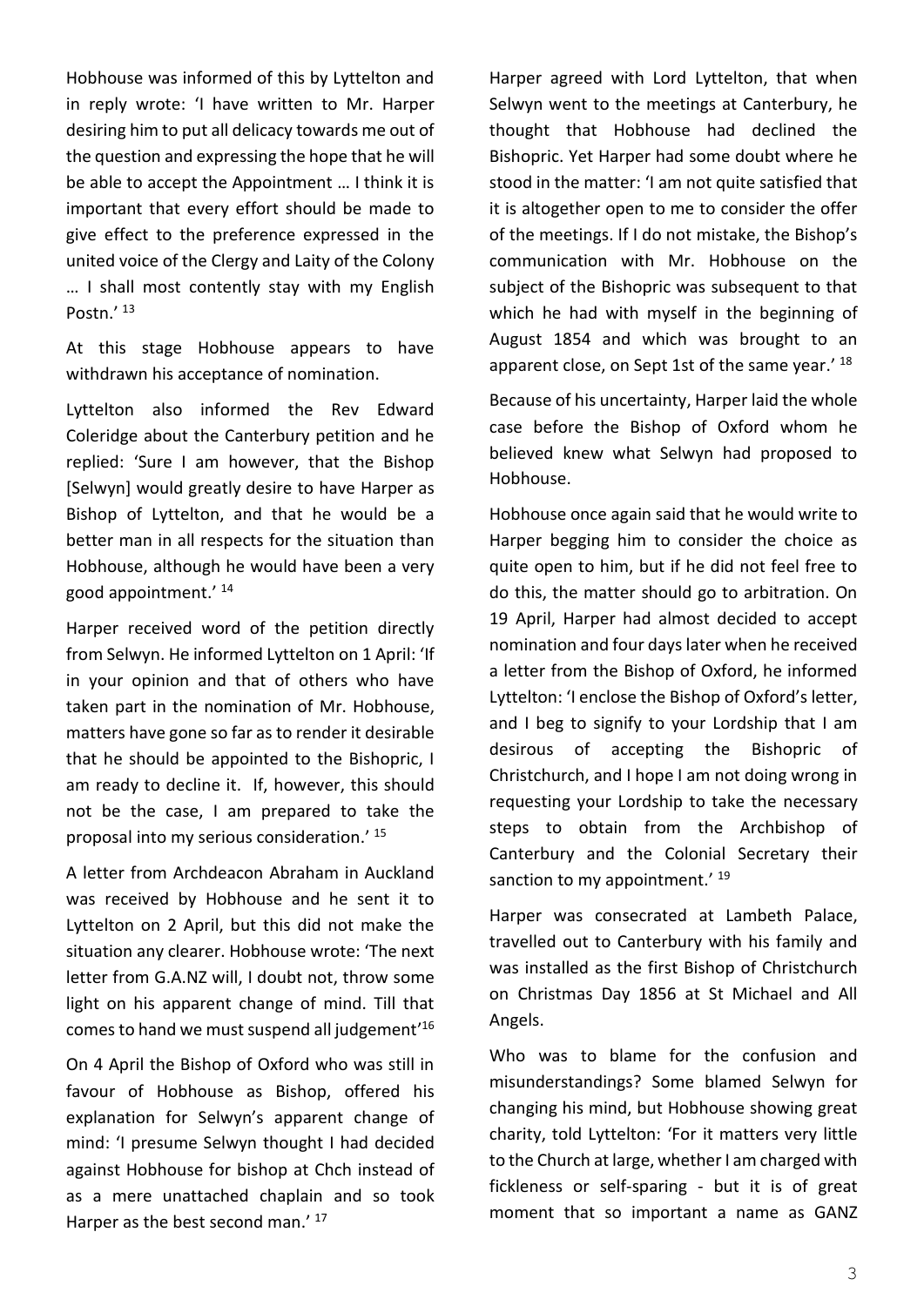Hobhouse was informed of this by Lyttelton and in reply wrote: 'I have written to Mr. Harper desiring him to put all delicacy towards me out of the question and expressing the hope that he will be able to accept the Appointment … I think it is important that every effort should be made to give effect to the preference expressed in the united voice of the Clergy and Laity of the Colony … I shall most contently stay with my English Postn.' [13]

At this stage Hobhouse appears to have withdrawn his acceptance of nomination.

Lyttelton also informed the Rev Edward Coleridge about the Canterbury petition and he replied: 'Sure I am however, that the Bishop [Selwyn] would greatly desire to have Harper as Bishop of Lyttelton, and that he would be a better man in all respects for the situation than Hobhouse, although he would have been a very good appointment.' [14]

Harper received word of the petition directly from Selwyn. He informed Lyttelton on 1 April: 'If in your opinion and that of others who have taken part in the nomination of Mr. Hobhouse, matters have gone so far as to render it desirable that he should be appointed to the Bishopric, I am ready to decline it. If, however, this should not be the case, I am prepared to take the proposal into my serious consideration.' [15]

A letter from Archdeacon Abraham in Auckland was received by Hobhouse and he sent it to Lyttelton on 2 April, but this did not make the situation any clearer. Hobhouse wrote: 'The next letter from G.A.NZ will, I doubt not, throw some light on his apparent change of mind. Till that comes to hand we must suspend all judgement'[16]

On 4 April the Bishop of Oxford who was still in favour of Hobhouse as Bishop, offered his explanation for Selwyn's apparent change of mind: 'I presume Selwyn thought I had decided against Hobhouse for bishop at Chch instead of as a mere unattached chaplain and so took Harper as the best second man.' [17]

Harper agreed with Lord Lyttelton, that when Selwyn went to the meetings at Canterbury, he thought that Hobhouse had declined the Bishopric. Yet Harper had some doubt where he stood in the matter: 'I am not quite satisfied that it is altogether open to me to consider the offer of the meetings. If I do not mistake, the Bishop's communication with Mr. Hobhouse on the subject of the Bishopric was subsequent to that which he had with myself in the beginning of August 1854 and which was brought to an apparent close, on Sept 1st of the same year.' [18]

Because of his uncertainty, Harper laid the whole case before the Bishop of Oxford whom he believed knew what Selwyn had proposed to Hobhouse.

Hobhouse once again said that he would write to Harper begging him to consider the choice as quite open to him, but if he did not feel free to do this, the matter should go to arbitration. On 19 April, Harper had almost decided to accept nomination and four days later when he received a letter from the Bishop of Oxford, he informed Lyttelton: 'I enclose the Bishop of Oxford's letter, and I beg to signify to your Lordship that I am desirous of accepting the Bishopric of Christchurch, and I hope I am not doing wrong in requesting your Lordship to take the necessary steps to obtain from the Archbishop of Canterbury and the Colonial Secretary their sanction to my appointment.' [19]

Harper was consecrated at Lambeth Palace, travelled out to Canterbury with his family and was installed as the first Bishop of Christchurch on Christmas Day 1856 at St Michael and All Angels.

Who was to blame for the confusion and misunderstandings? Some blamed Selwyn for changing his mind, but Hobhouse showing great charity, told Lyttelton: 'For it matters very little to the Church at large, whether I am charged with fickleness or self-sparing - but it is of great moment that so important a name as GANZ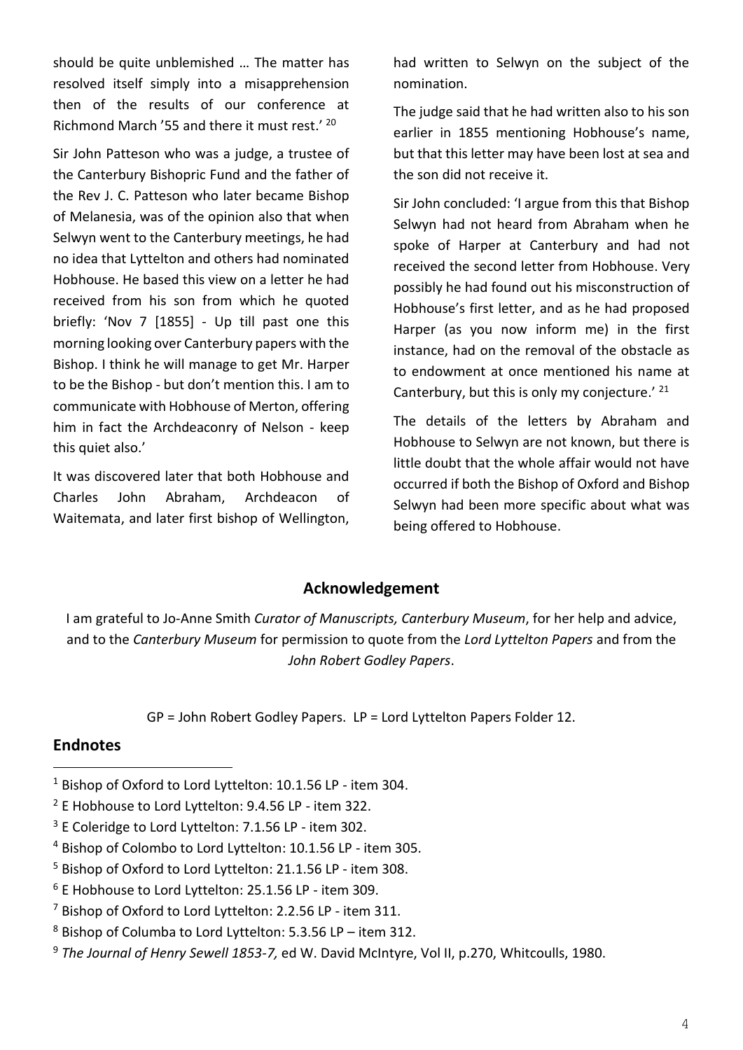should be quite unblemished … The matter has resolved itself simply into a misapprehension then of the results of our conference at Richmond March '55 and there it must rest.'[20]

Sir John Patteson who was a judge, a trustee of the Canterbury Bishopric Fund and the father of the Rev J. C. Patteson who later became Bishop of Melanesia, was of the opinion also that when Selwyn went to the Canterbury meetings, he had no idea that Lyttelton and others had nominated Hobhouse. He based this view on a letter he had received from his son from which he quoted briefly: 'Nov 7 [1855] - Up till past one this morning looking over Canterbury papers with the Bishop. I think he will manage to get Mr. Harper to be the Bishop - but don't mention this. I am to communicate with Hobhouse of Merton, offering him in fact the Archdeaconry of Nelson - keep this quiet also.'

It was discovered later that both Hobhouse and Charles John Abraham, Archdeacon of Waitemata, and later first bishop of Wellington, had written to Selwyn on the subject of the nomination.

The judge said that he had written also to his son earlier in 1855 mentioning Hobhouse's name, but that this letter may have been lost at sea and the son did not receive it.

Sir John concluded: 'I argue from this that Bishop Selwyn had not heard from Abraham when he spoke of Harper at Canterbury and had not received the second letter from Hobhouse. Very possibly he had found out his misconstruction of Hobhouse's first letter, and as he had proposed Harper (as you now inform me) in the first instance, had on the removal of the obstacle as to endowment at once mentioned his name at Canterbury, but this is only my conjecture.'[21]

The details of the letters by Abraham and Hobhouse to Selwyn are not known, but there is little doubt that the whole affair would not have occurred if both the Bishop of Oxford and Bishop Selwyn had been more specific about what was being offered to Hobhouse.

## Acknowledgement

I am grateful to Jo-Anne Smith *Curator of Manuscripts, Canterbury Museum*, for her help and advice, and to the *Canterbury Museum* for permission to quote from the *Lord Lyttelton Papers* and from the *John Robert Godley Papers*.

GP = John Robert Godley Papers. LP = Lord Lyttelton Papers Folder 12.

## Endnotes

[1] Bishop of Oxford to Lord Lyttelton: 10.1.56 LP - item 304.

[2] E Hobhouse to Lord Lyttelton: 9.4.56 LP - item 322.

[3] E Coleridge to Lord Lyttelton: 7.1.56 LP - item 302.

[4] Bishop of Colombo to Lord Lyttelton: 10.1.56 LP - item 305.

[5] Bishop of Oxford to Lord Lyttelton: 21.1.56 LP - item 308.

[6] E Hobhouse to Lord Lyttelton: 25.1.56 LP - item 309.

[7] Bishop of Oxford to Lord Lyttelton: 2.2.56 LP - item 311.

[8] Bishop of Columba to Lord Lyttelton: 5.3.56 LP – item 312.

[9] *The Journal of Henry Sewell 1853-7,* ed W. David McIntyre, Vol II, p.270, Whitcoulls, 1980.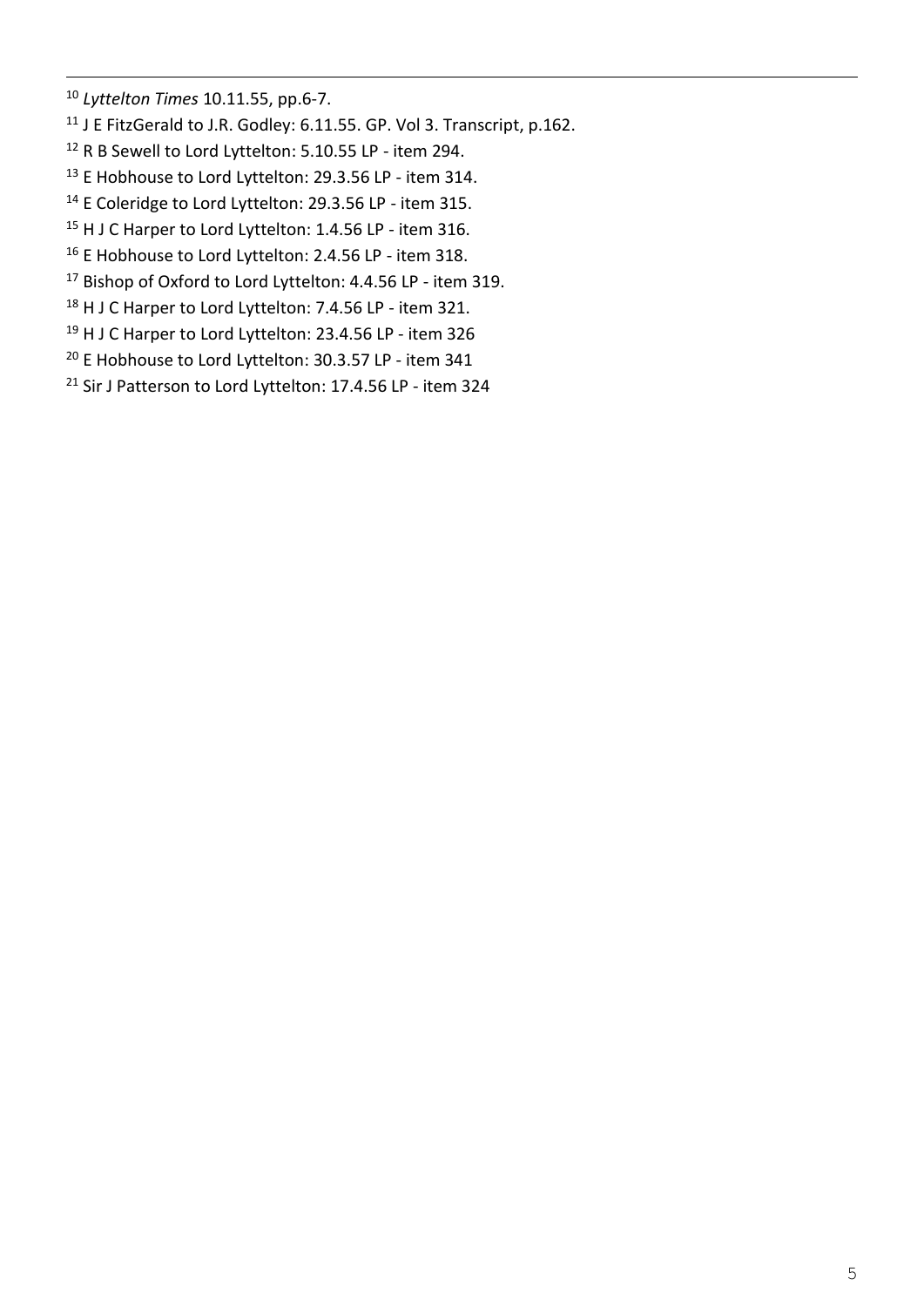[10] *Lyttelton Times* 10.11.55, pp.6-7.

[11] J E FitzGerald to J.R. Godley: 6.11.55. GP. Vol 3. Transcript, p.162.

[12] R B Sewell to Lord Lyttelton: 5.10.55 LP - item 294.

[13] E Hobhouse to Lord Lyttelton: 29.3.56 LP - item 314.

[14] E Coleridge to Lord Lyttelton: 29.3.56 LP - item 315.

[15] H J C Harper to Lord Lyttelton: 1.4.56 LP - item 316.

[16] E Hobhouse to Lord Lyttelton: 2.4.56 LP - item 318.

[17] Bishop of Oxford to Lord Lyttelton: 4.4.56 LP - item 319.

[18] H J C Harper to Lord Lyttelton: 7.4.56 LP - item 321.

[19] H J C Harper to Lord Lyttelton: 23.4.56 LP - item 326

[20] E Hobhouse to Lord Lyttelton: 30.3.57 LP - item 341

[21] Sir J Patterson to Lord Lyttelton: 17.4.56 LP - item 324